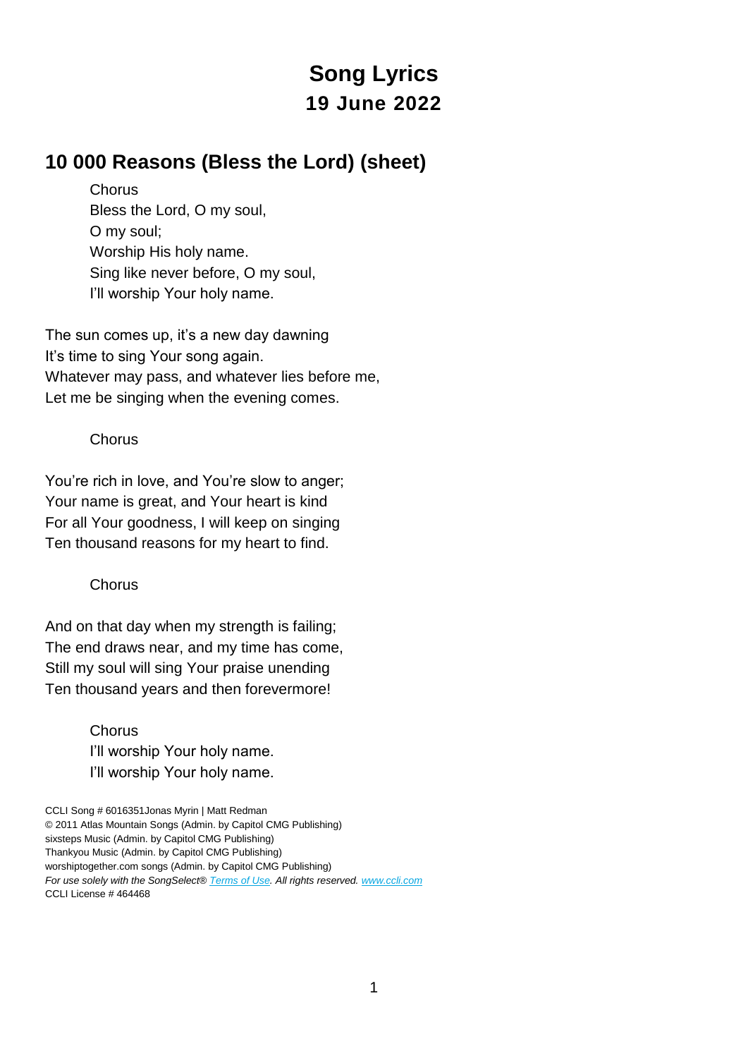# Song Lyrics
## 19 June 2022

## 10 000 Reasons (Bless the Lord) (sheet)

Chorus
Bless the Lord, O my soul,
O my soul;
Worship His holy name.
Sing like never before, O my soul,
I'll worship Your holy name.

The sun comes up, it's a new day dawning
It's time to sing Your song again.
Whatever may pass, and whatever lies before me,
Let me be singing when the evening comes.

Chorus

You're rich in love, and You're slow to anger;
Your name is great, and Your heart is kind
For all Your goodness, I will keep on singing
Ten thousand reasons for my heart to find.

Chorus

And on that day when my strength is failing;
The end draws near, and my time has come,
Still my soul will sing Your praise unending
Ten thousand years and then forevermore!

Chorus
I'll worship Your holy name.
I'll worship Your holy name.

CCLI Song # 6016351Jonas Myrin | Matt Redman
© 2011 Atlas Mountain Songs (Admin. by Capitol CMG Publishing)
sixsteps Music (Admin. by Capitol CMG Publishing)
Thankyou Music (Admin. by Capitol CMG Publishing)
worshiptogether.com songs (Admin. by Capitol CMG Publishing)
*For use solely with the SongSelect® Terms of Use. All rights reserved. www.ccli.com*
CCLI License # 464468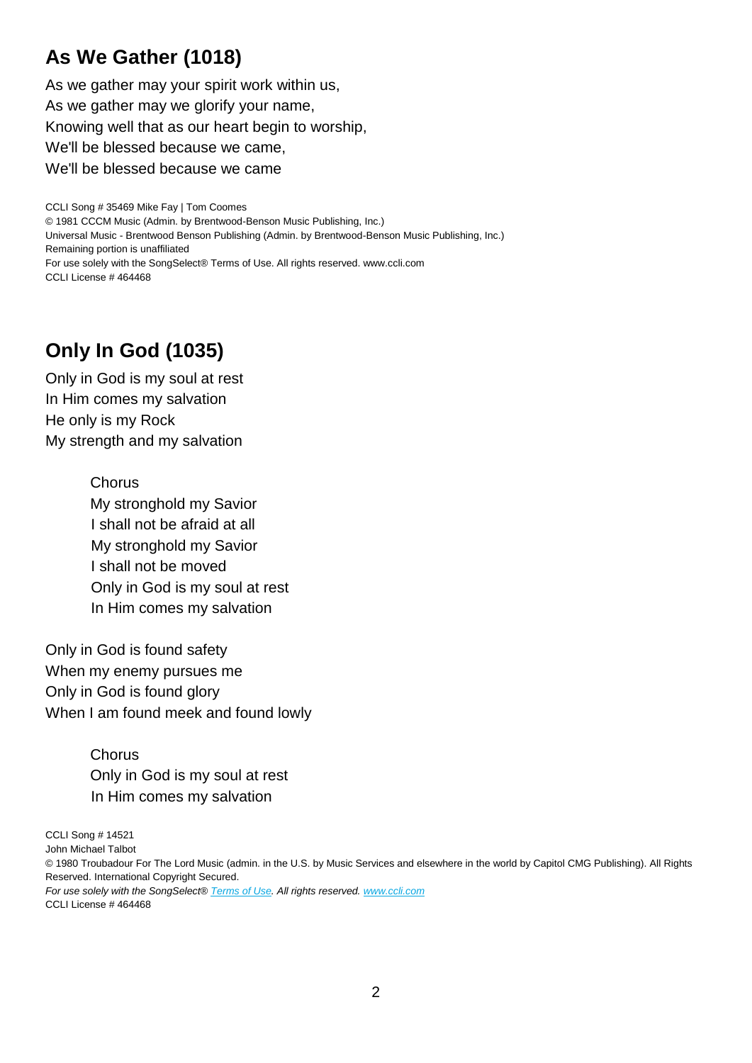## As We Gather (1018)

As we gather may your spirit work within us,
As we gather may we glorify your name,
Knowing well that as our heart begin to worship,
We'll be blessed because we came,
We'll be blessed because we came

CCLI Song # 35469 Mike Fay | Tom Coomes
© 1981 CCCM Music (Admin. by Brentwood-Benson Music Publishing, Inc.)
Universal Music - Brentwood Benson Publishing (Admin. by Brentwood-Benson Music Publishing, Inc.)
Remaining portion is unaffiliated
For use solely with the SongSelect® Terms of Use. All rights reserved. www.ccli.com
CCLI License # 464468

## Only In God (1035)

Only in God is my soul at rest
In Him comes my salvation
He only is my Rock
My strength and my salvation

Chorus
My stronghold my Savior
I shall not be afraid at all
My stronghold my Savior
I shall not be moved
Only in God is my soul at rest
In Him comes my salvation

Only in God is found safety
When my enemy pursues me
Only in God is found glory
When I am found meek and found lowly

Chorus
Only in God is my soul at rest
In Him comes my salvation

CCLI Song # 14521
John Michael Talbot
© 1980 Troubadour For The Lord Music (admin. in the U.S. by Music Services and elsewhere in the world by Capitol CMG Publishing). All Rights Reserved. International Copyright Secured.
*For use solely with the SongSelect® Terms of Use. All rights reserved. www.ccli.com*
CCLI License # 464468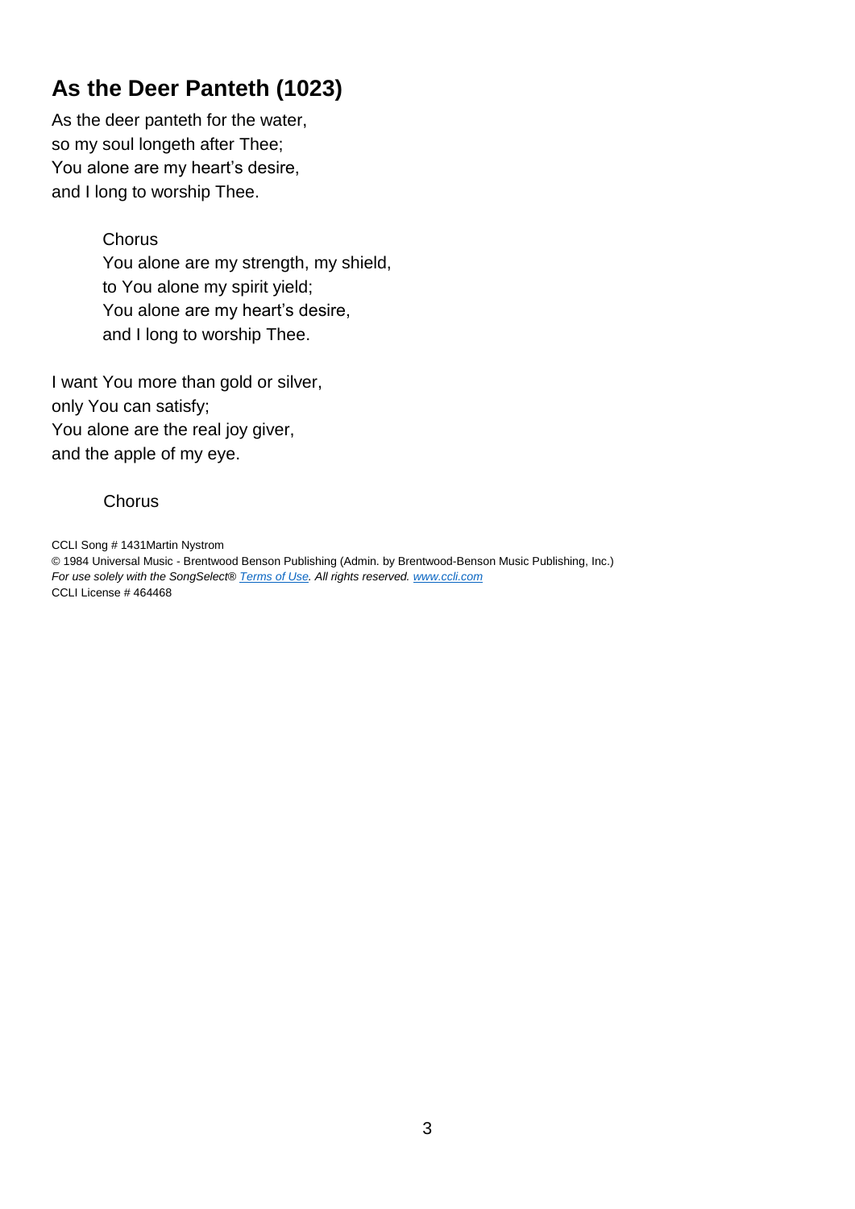## As the Deer Panteth (1023)

As the deer panteth for the water,
so my soul longeth after Thee;
You alone are my heart's desire,
and I long to worship Thee.

Chorus
You alone are my strength, my shield,
to You alone my spirit yield;
You alone are my heart's desire,
and I long to worship Thee.

I want You more than gold or silver,
only You can satisfy;
You alone are the real joy giver,
and the apple of my eye.

Chorus

CCLI Song # 1431Martin Nystrom
© 1984 Universal Music - Brentwood Benson Publishing (Admin. by Brentwood-Benson Music Publishing, Inc.)
*For use solely with the SongSelect® Terms of Use. All rights reserved. www.ccli.com*
CCLI License # 464468